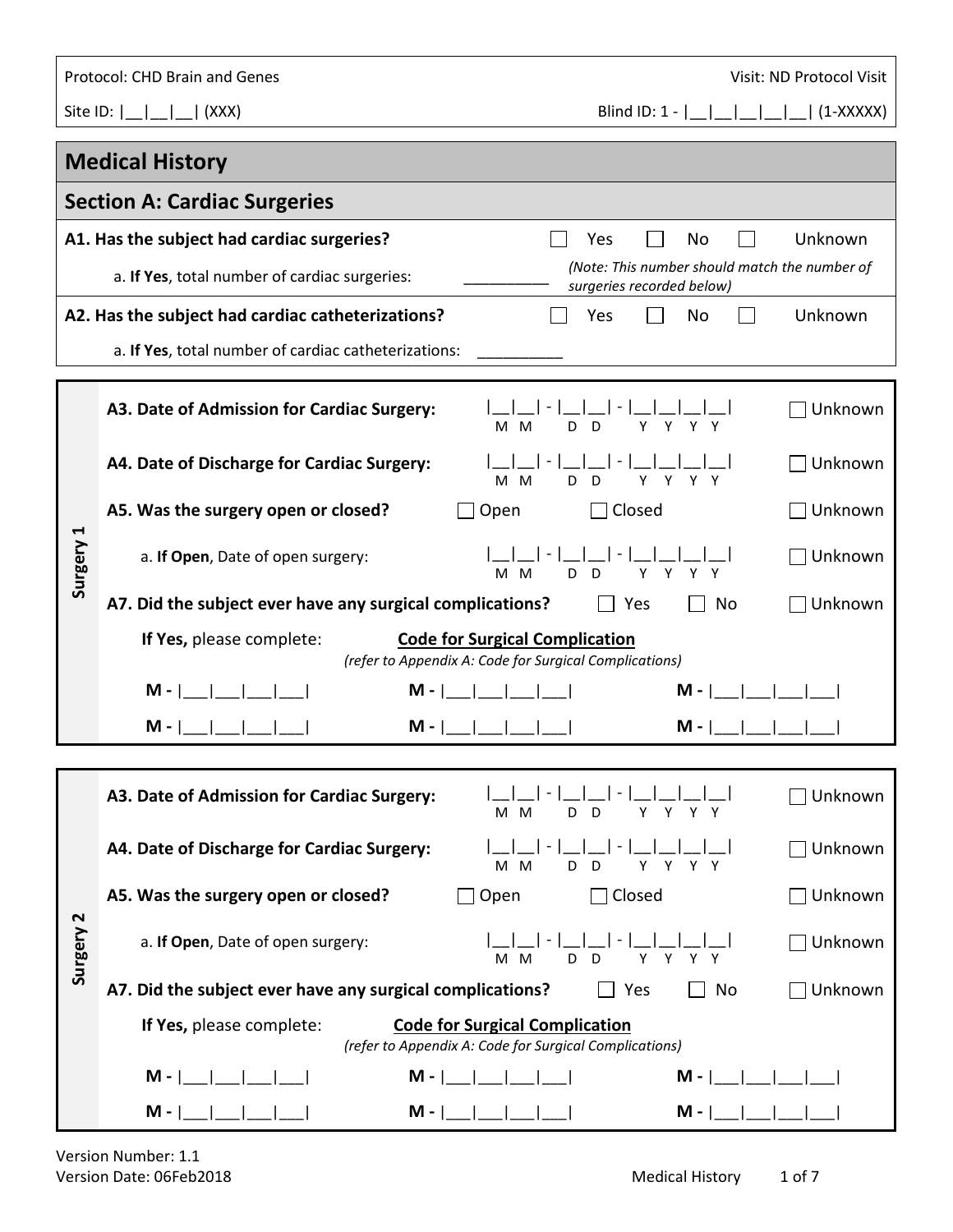Protocol: CHD Brain and Genes

Visit: ND Protocol Visit

Site ID: |__|__|__| (XXX)

Blind ID: 1 - |__|__|__|__|__| (1-XXXXX)

# Medical History

## Section A: Cardiac Surgeries

**A1. Has the subject had cardiac surgeries?** ☐ Yes ☐ No ☐ Unknown

a. **If Yes**, total number of cardiac surgeries: __________ *(Note: This number should match the number of surgeries recorded below)*

**A2. Has the subject had cardiac catheterizations?** ☐ Yes ☐ No ☐ Unknown

a. **If Yes**, total number of cardiac catheterizations: __________

### Surgery 1

**A3. Date of Admission for Cardiac Surgery:** |__|__| - |__|__| - |__|__|__|__| (M M - D D - Y Y Y Y) ☐ Unknown

**A4. Date of Discharge for Cardiac Surgery:** |__|__| - |__|__| - |__|__|__|__| (M M - D D - Y Y Y Y) ☐ Unknown

**A5. Was the surgery open or closed?** ☐ Open ☐ Closed ☐ Unknown

a. **If Open**, Date of open surgery: |__|__| - |__|__| - |__|__|__|__| (M M - D D - Y Y Y Y) ☐ Unknown

**A7. Did the subject ever have any surgical complications?** ☐ Yes ☐ No ☐ Unknown

**If Yes,** please complete: **Code for Surgical Complication** *(refer to Appendix A: Code for Surgical Complications)*

**M -** |___|___|___|___| **M -** |___|___|___|___| **M -** |___|___|___|___|

**M -** |___|___|___|___| **M -** |___|___|___|___| **M -** |___|___|___|___|

### Surgery 2

**A3. Date of Admission for Cardiac Surgery:** |__|__| - |__|__| - |__|__|__|__| (M M - D D - Y Y Y Y) ☐ Unknown

**A4. Date of Discharge for Cardiac Surgery:** |__|__| - |__|__| - |__|__|__|__| (M M - D D - Y Y Y Y) ☐ Unknown

**A5. Was the surgery open or closed?** ☐ Open ☐ Closed ☐ Unknown

a. **If Open**, Date of open surgery: |__|__| - |__|__| - |__|__|__|__| (M M - D D - Y Y Y Y) ☐ Unknown

**A7. Did the subject ever have any surgical complications?** ☐ Yes ☐ No ☐ Unknown

**If Yes,** please complete: **Code for Surgical Complication** *(refer to Appendix A: Code for Surgical Complications)*

**M -** |___|___|___|___| **M -** |___|___|___|___| **M -** |___|___|___|___|

**M -** |___|___|___|___| **M -** |___|___|___|___| **M -** |___|___|___|___|

Version Number: 1.1
Version Date: 06Feb2018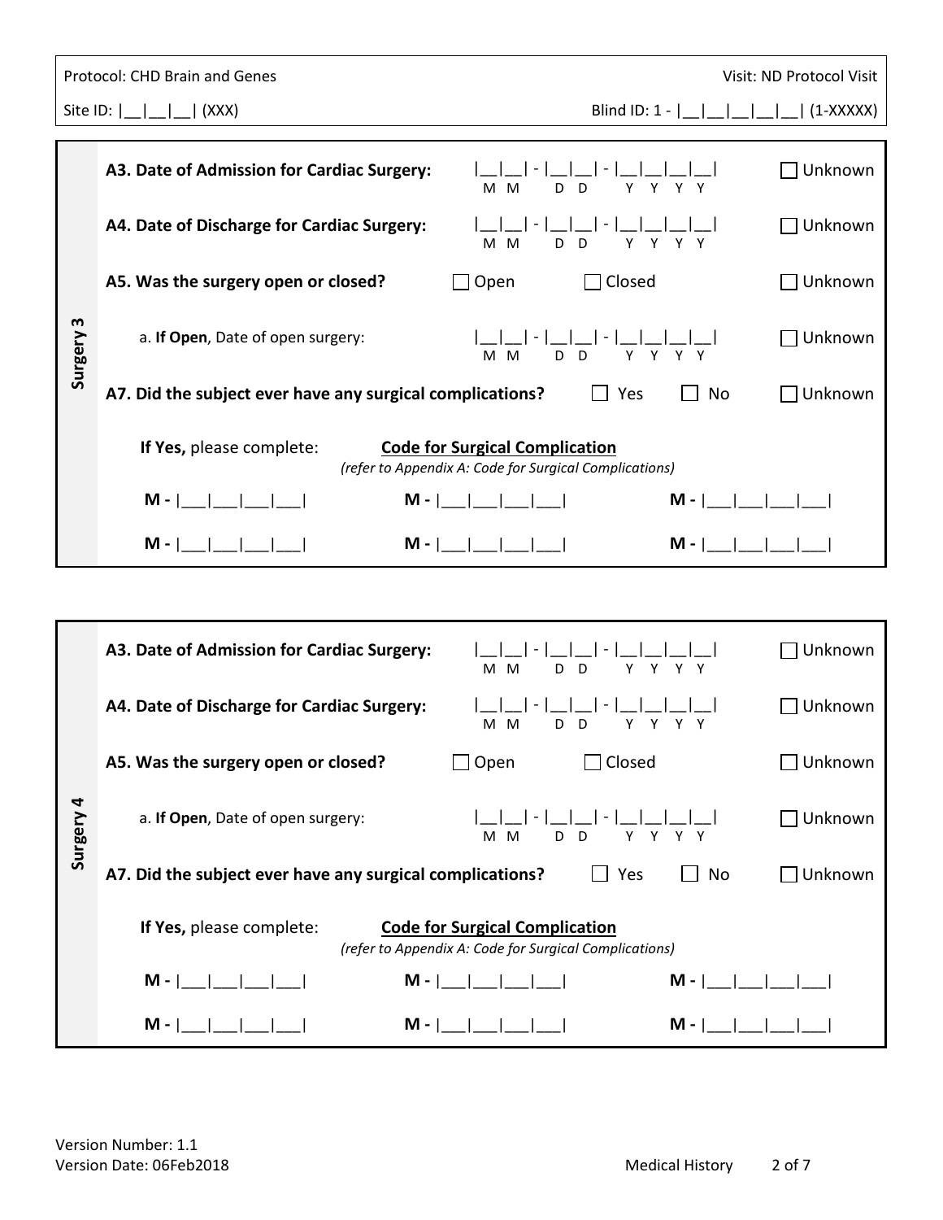Protocol: CHD Brain and Genes

Visit: ND Protocol Visit

Site ID: |__|__|__| (XXX)

Blind ID: 1 - |__|__|__|__|__| (1-XXXXX)

## Surgery 3

**A3. Date of Admission for Cardiac Surgery:** |__|__| - |__|__| - |__|__|__|__| (M M - D D - Y Y Y Y) ☐ Unknown

**A4. Date of Discharge for Cardiac Surgery:** |__|__| - |__|__| - |__|__|__|__| (M M - D D - Y Y Y Y) ☐ Unknown

**A5. Was the surgery open or closed?** ☐ Open ☐ Closed ☐ Unknown

a. **If Open**, Date of open surgery: |__|__| - |__|__| - |__|__|__|__| (M M - D D - Y Y Y Y) ☐ Unknown

**A7. Did the subject ever have any surgical complications?** ☐ Yes ☐ No ☐ Unknown

**If Yes,** please complete: **Code for Surgical Complication**
*(refer to Appendix A: Code for Surgical Complications)*

**M -** |___|___|___|___| **M -** |___|___|___|___| **M -** |___|___|___|___|

**M -** |___|___|___|___| **M -** |___|___|___|___| **M -** |___|___|___|___|

## Surgery 4

**A3. Date of Admission for Cardiac Surgery:** |__|__| - |__|__| - |__|__|__|__| (M M - D D - Y Y Y Y) ☐ Unknown

**A4. Date of Discharge for Cardiac Surgery:** |__|__| - |__|__| - |__|__|__|__| (M M - D D - Y Y Y Y) ☐ Unknown

**A5. Was the surgery open or closed?** ☐ Open ☐ Closed ☐ Unknown

a. **If Open**, Date of open surgery: |__|__| - |__|__| - |__|__|__|__| (M M - D D - Y Y Y Y) ☐ Unknown

**A7. Did the subject ever have any surgical complications?** ☐ Yes ☐ No ☐ Unknown

**If Yes,** please complete: **Code for Surgical Complication**
*(refer to Appendix A: Code for Surgical Complications)*

**M -** |___|___|___|___| **M -** |___|___|___|___| **M -** |___|___|___|___|

**M -** |___|___|___|___| **M -** |___|___|___|___| **M -** |___|___|___|___|

Version Number: 1.1
Version Date: 06Feb2018

Medical History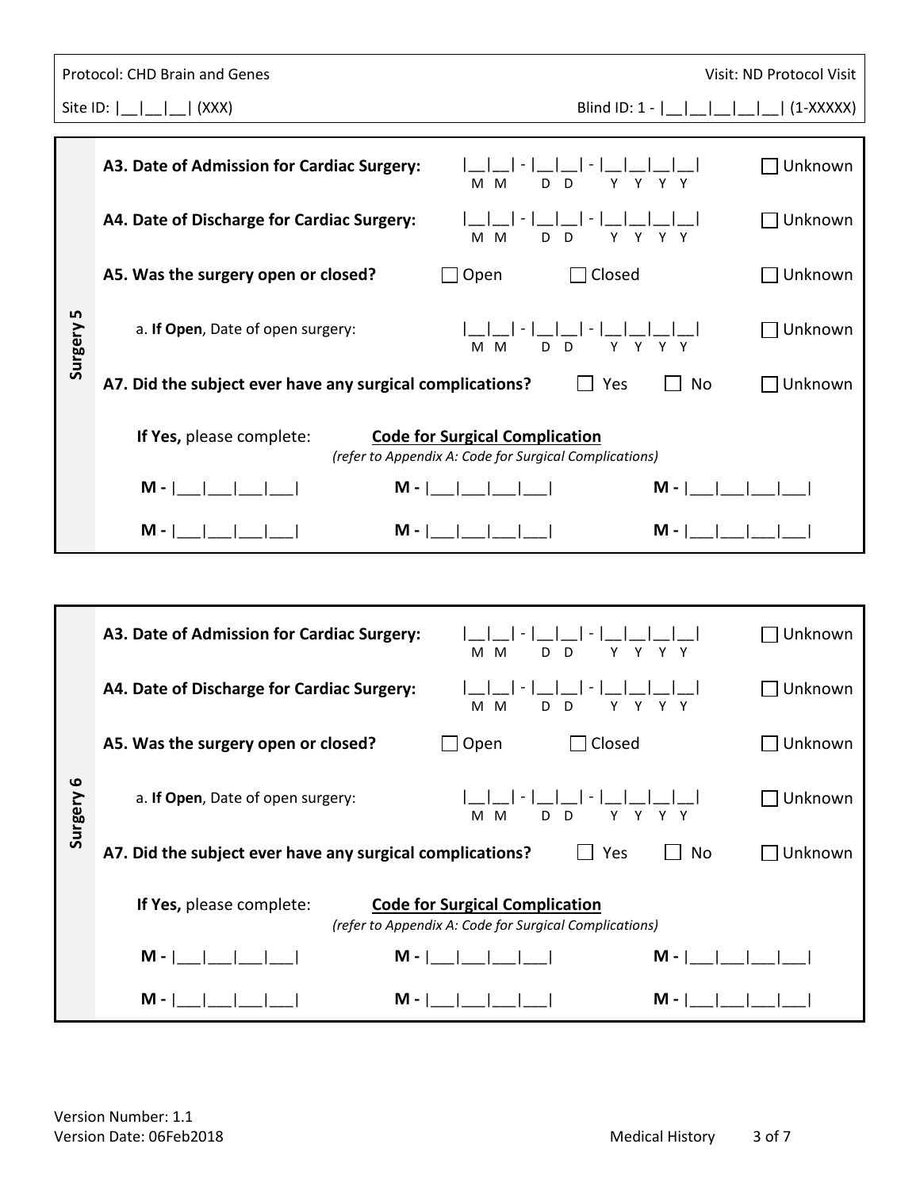## Surgery 5

**A3. Date of Admission for Cardiac Surgery:** |__|__| - |__|__| - |__|__|__|__| (M M - D D - Y Y Y Y) ☐ Unknown

**A4. Date of Discharge for Cardiac Surgery:** |__|__| - |__|__| - |__|__|__|__| (M M - D D - Y Y Y Y) ☐ Unknown

**A5. Was the surgery open or closed?** ☐ Open ☐ Closed ☐ Unknown

a. **If Open**, Date of open surgery: |__|__| - |__|__| - |__|__|__|__| (M M - D D - Y Y Y Y) ☐ Unknown

**A7. Did the subject ever have any surgical complications?** ☐ Yes ☐ No ☐ Unknown

**If Yes,** please complete: **Code for Surgical Complication**
*(refer to Appendix A: Code for Surgical Complications)*

| | | |
|---|---|---|
| **M -** |___|___|___|___| | **M -** |___|___|___|___| | **M -** |___|___|___|___| |
| **M -** |___|___|___|___| | **M -** |___|___|___|___| | **M -** |___|___|___|___| |

## Surgery 6

**A3. Date of Admission for Cardiac Surgery:** |__|__| - |__|__| - |__|__|__|__| (M M - D D - Y Y Y Y) ☐ Unknown

**A4. Date of Discharge for Cardiac Surgery:** |__|__| - |__|__| - |__|__|__|__| (M M - D D - Y Y Y Y) ☐ Unknown

**A5. Was the surgery open or closed?** ☐ Open ☐ Closed ☐ Unknown

a. **If Open**, Date of open surgery: |__|__| - |__|__| - |__|__|__|__| (M M - D D - Y Y Y Y) ☐ Unknown

**A7. Did the subject ever have any surgical complications?** ☐ Yes ☐ No ☐ Unknown

**If Yes,** please complete: **Code for Surgical Complication**
*(refer to Appendix A: Code for Surgical Complications)*

| | | |
|---|---|---|
| **M -** |___|___|___|___| | **M -** |___|___|___|___| | **M -** |___|___|___|___| |
| **M -** |___|___|___|___| | **M -** |___|___|___|___| | **M -** |___|___|___|___| |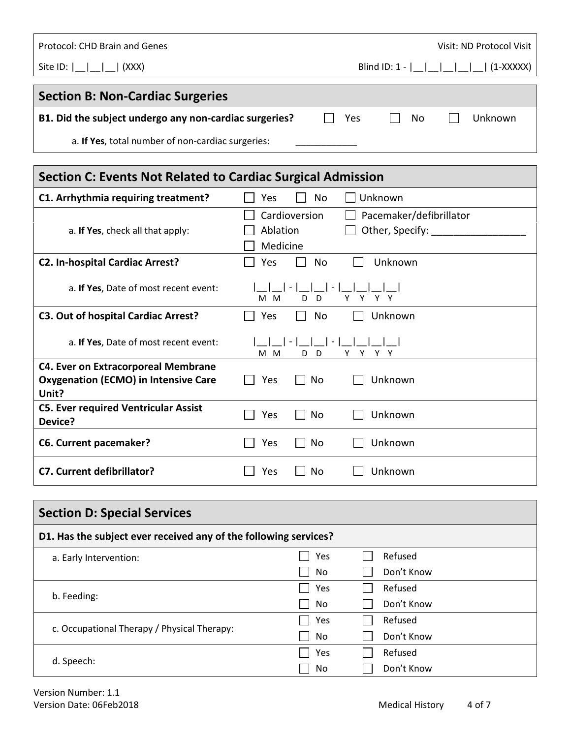Protocol: CHD Brain and Genes

Visit: ND Protocol Visit

Site ID: |__|__|__| (XXX)

Blind ID: 1 - |__|__|__|__|__| (1-XXXXX)

## Section B: Non-Cardiac Surgeries

| | |
|---|---|
| **B1. Did the subject undergo any non-cardiac surgeries?** | ☐ Yes ☐ No ☐ Unknown |
| a. **If Yes**, total number of non-cardiac surgeries: | ____________ |

## Section C: Events Not Related to Cardiac Surgical Admission

| | |
|---|---|
| **C1. Arrhythmia requiring treatment?** | ☐ Yes ☐ No ☐ Unknown |
| a. **If Yes**, check all that apply: | ☐ Cardioversion ☐ Pacemaker/defibrillator ☐ Ablation ☐ Other, Specify: _________________ ☐ Medicine |
| **C2. In-hospital Cardiac Arrest?** | ☐ Yes ☐ No ☐ Unknown |
| a. **If Yes**, Date of most recent event: | \|__\|__\| - \|__\|__\| - \|__\|__\|__\|__\| (M M - D D - Y Y Y Y) |
| **C3. Out of hospital Cardiac Arrest?** | ☐ Yes ☐ No ☐ Unknown |
| a. **If Yes**, Date of most recent event: | \|__\|__\| - \|__\|__\| - \|__\|__\|__\|__\| (M M - D D - Y Y Y Y) |
| **C4. Ever on Extracorporeal Membrane Oxygenation (ECMO) in Intensive Care Unit?** | ☐ Yes ☐ No ☐ Unknown |
| **C5. Ever required Ventricular Assist Device?** | ☐ Yes ☐ No ☐ Unknown |
| **C6. Current pacemaker?** | ☐ Yes ☐ No ☐ Unknown |
| **C7. Current defibrillator?** | ☐ Yes ☐ No ☐ Unknown |

## Section D: Special Services

**D1. Has the subject ever received any of the following services?**

| | | |
|---|---|---|
| a. Early Intervention: | ☐ Yes ☐ No | ☐ Refused ☐ Don't Know |
| b. Feeding: | ☐ Yes ☐ No | ☐ Refused ☐ Don't Know |
| c. Occupational Therapy / Physical Therapy: | ☐ Yes ☐ No | ☐ Refused ☐ Don't Know |
| d. Speech: | ☐ Yes ☐ No | ☐ Refused ☐ Don't Know |

Version Number: 1.1
Version Date: 06Feb2018

Medical History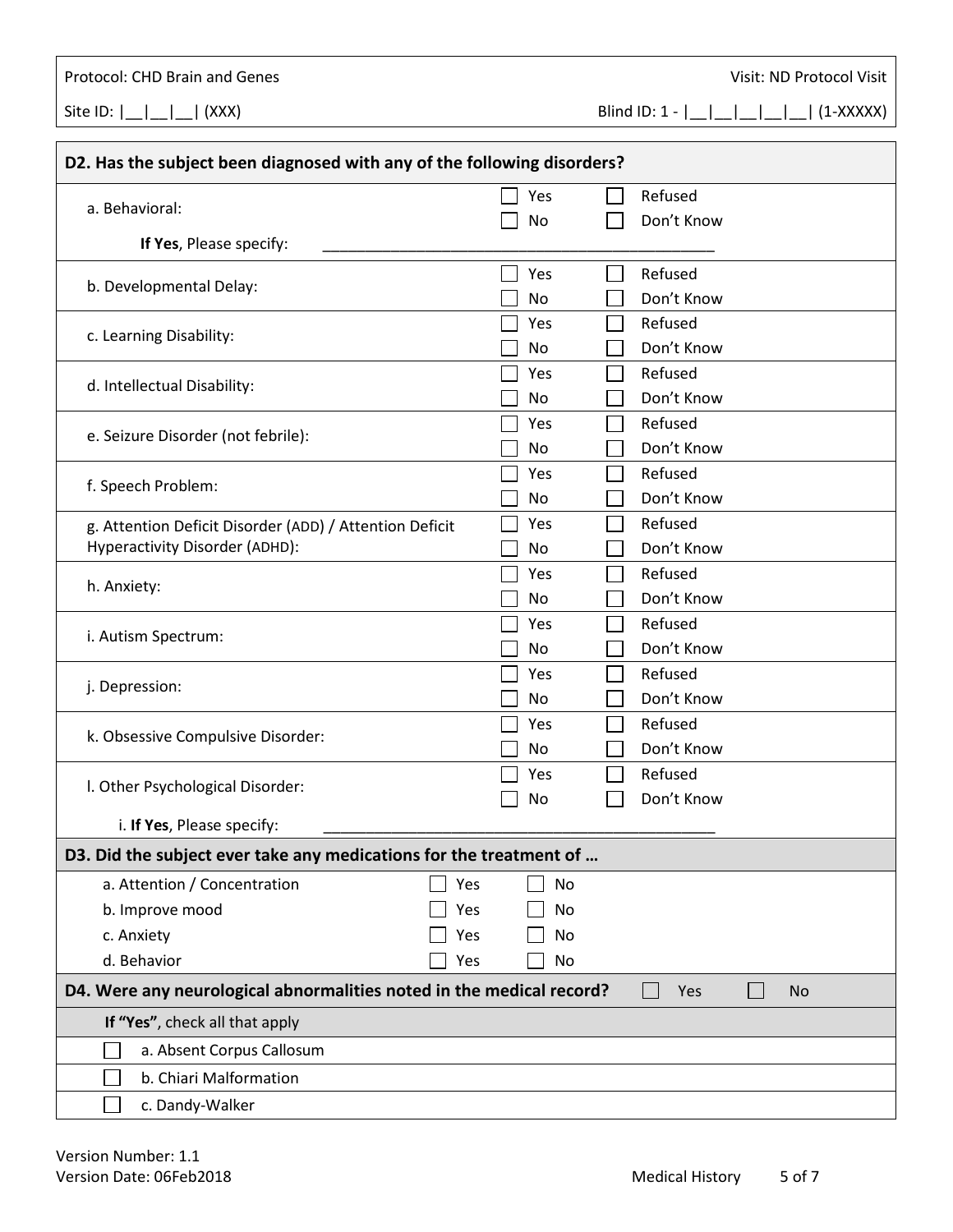Protocol: CHD Brain and Genes

Visit: ND Protocol Visit

Site ID: |__|__|__| (XXX)

Blind ID: 1 - |__|__|__|__|__| (1-XXXXX)

**D2. Has the subject been diagnosed with any of the following disorders?**

| | | |
|---|---|---|
| a. Behavioral: | ☐ Yes<br>☐ No | ☐ Refused<br>☐ Don't Know |
| **If Yes**, Please specify: ______________________________________________ | | |
| b. Developmental Delay: | ☐ Yes<br>☐ No | ☐ Refused<br>☐ Don't Know |
| c. Learning Disability: | ☐ Yes<br>☐ No | ☐ Refused<br>☐ Don't Know |
| d. Intellectual Disability: | ☐ Yes<br>☐ No | ☐ Refused<br>☐ Don't Know |
| e. Seizure Disorder (not febrile): | ☐ Yes<br>☐ No | ☐ Refused<br>☐ Don't Know |
| f. Speech Problem: | ☐ Yes<br>☐ No | ☐ Refused<br>☐ Don't Know |
| g. Attention Deficit Disorder (ADD) / Attention Deficit Hyperactivity Disorder (ADHD): | ☐ Yes<br>☐ No | ☐ Refused<br>☐ Don't Know |
| h. Anxiety: | ☐ Yes<br>☐ No | ☐ Refused<br>☐ Don't Know |
| i. Autism Spectrum: | ☐ Yes<br>☐ No | ☐ Refused<br>☐ Don't Know |
| j. Depression: | ☐ Yes<br>☐ No | ☐ Refused<br>☐ Don't Know |
| k. Obsessive Compulsive Disorder: | ☐ Yes<br>☐ No | ☐ Refused<br>☐ Don't Know |
| l. Other Psychological Disorder: | ☐ Yes<br>☐ No | ☐ Refused<br>☐ Don't Know |
| i. **If Yes**, Please specify: ______________________________________________ | | |

**D3. Did the subject ever take any medications for the treatment of …**

| | | |
|---|---|---|
| a. Attention / Concentration | ☐ Yes | ☐ No |
| b. Improve mood | ☐ Yes | ☐ No |
| c. Anxiety | ☐ Yes | ☐ No |
| d. Behavior | ☐ Yes | ☐ No |

**D4. Were any neurological abnormalities noted in the medical record?** ☐ Yes ☐ No

**If "Yes"**, check all that apply

- ☐ a. Absent Corpus Callosum
- ☐ b. Chiari Malformation
- ☐ c. Dandy-Walker

Version Number: 1.1
Version Date: 06Feb2018

Medical History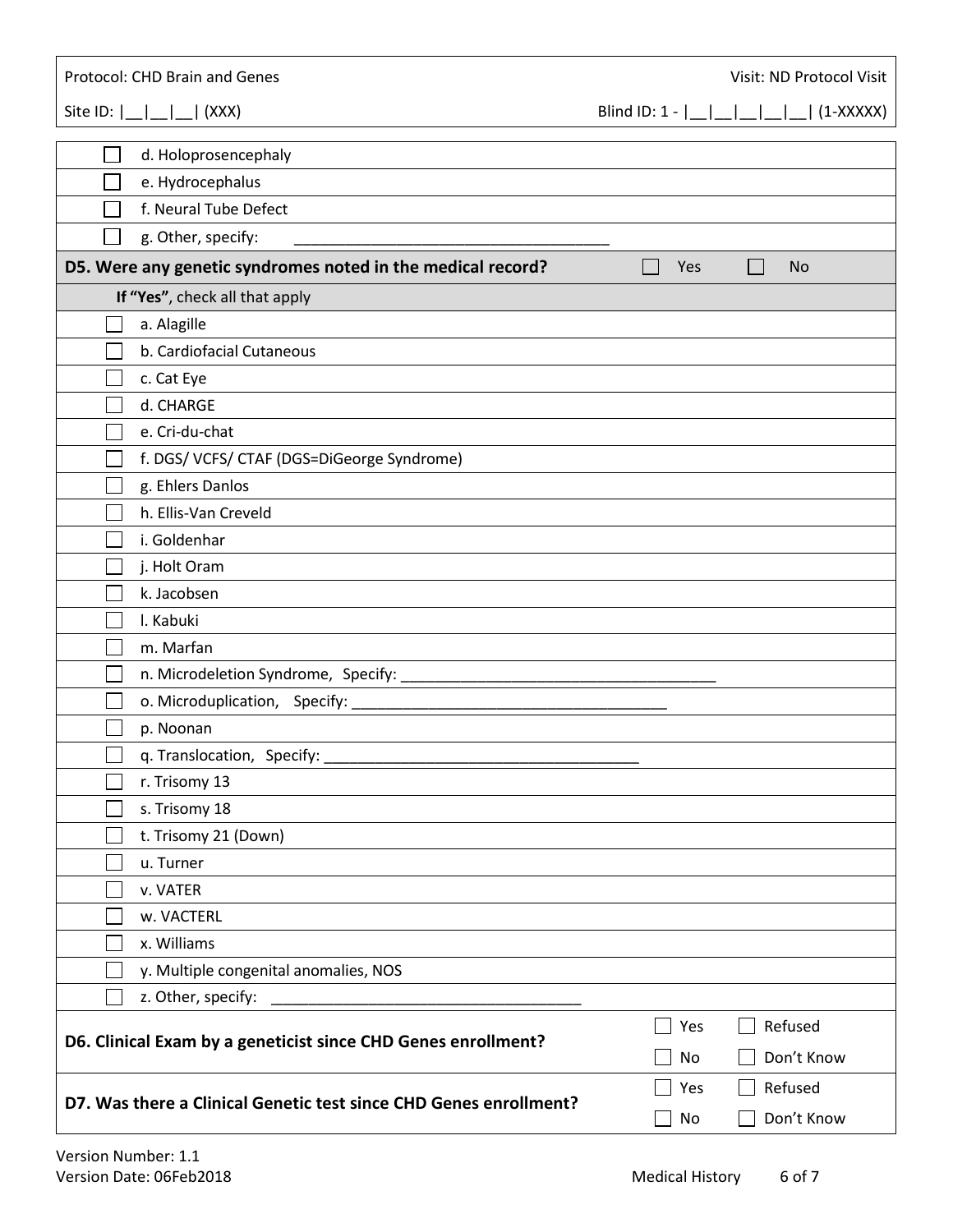| | |
|---|---|
| ☐ | d. Holoprosencephaly |
| ☐ | e. Hydrocephalus |
| ☐ | f. Neural Tube Defect |
| ☐ | g. Other, specify: ______________________________________ |

| **D5. Were any genetic syndromes noted in the medical record?** | ☐ Yes | ☐ No |
|---|---|---|
| **If "Yes"**, check all that apply | | |

| | |
|---|---|
| ☐ | a. Alagille |
| ☐ | b. Cardiofacial Cutaneous |
| ☐ | c. Cat Eye |
| ☐ | d. CHARGE |
| ☐ | e. Cri-du-chat |
| ☐ | f. DGS/ VCFS/ CTAF (DGS=DiGeorge Syndrome) |
| ☐ | g. Ehlers Danlos |
| ☐ | h. Ellis-Van Creveld |
| ☐ | i. Goldenhar |
| ☐ | j. Holt Oram |
| ☐ | k. Jacobsen |
| ☐ | l. Kabuki |
| ☐ | m. Marfan |
| ☐ | n. Microdeletion Syndrome, Specify: ______________________________________ |
| ☐ | o. Microduplication, Specify: ______________________________________ |
| ☐ | p. Noonan |
| ☐ | q. Translocation, Specify: ______________________________________ |
| ☐ | r. Trisomy 13 |
| ☐ | s. Trisomy 18 |
| ☐ | t. Trisomy 21 (Down) |
| ☐ | u. Turner |
| ☐ | v. VATER |
| ☐ | w. VACTERL |
| ☐ | x. Williams |
| ☐ | y. Multiple congenital anomalies, NOS |
| ☐ | z. Other, specify: ______________________________________ |

| | | |
|---|---|---|
| **D6. Clinical Exam by a geneticist since CHD Genes enrollment?** | ☐ Yes<br>☐ No | ☐ Refused<br>☐ Don't Know |
| **D7. Was there a Clinical Genetic test since CHD Genes enrollment?** | ☐ Yes<br>☐ No | ☐ Refused<br>☐ Don't Know |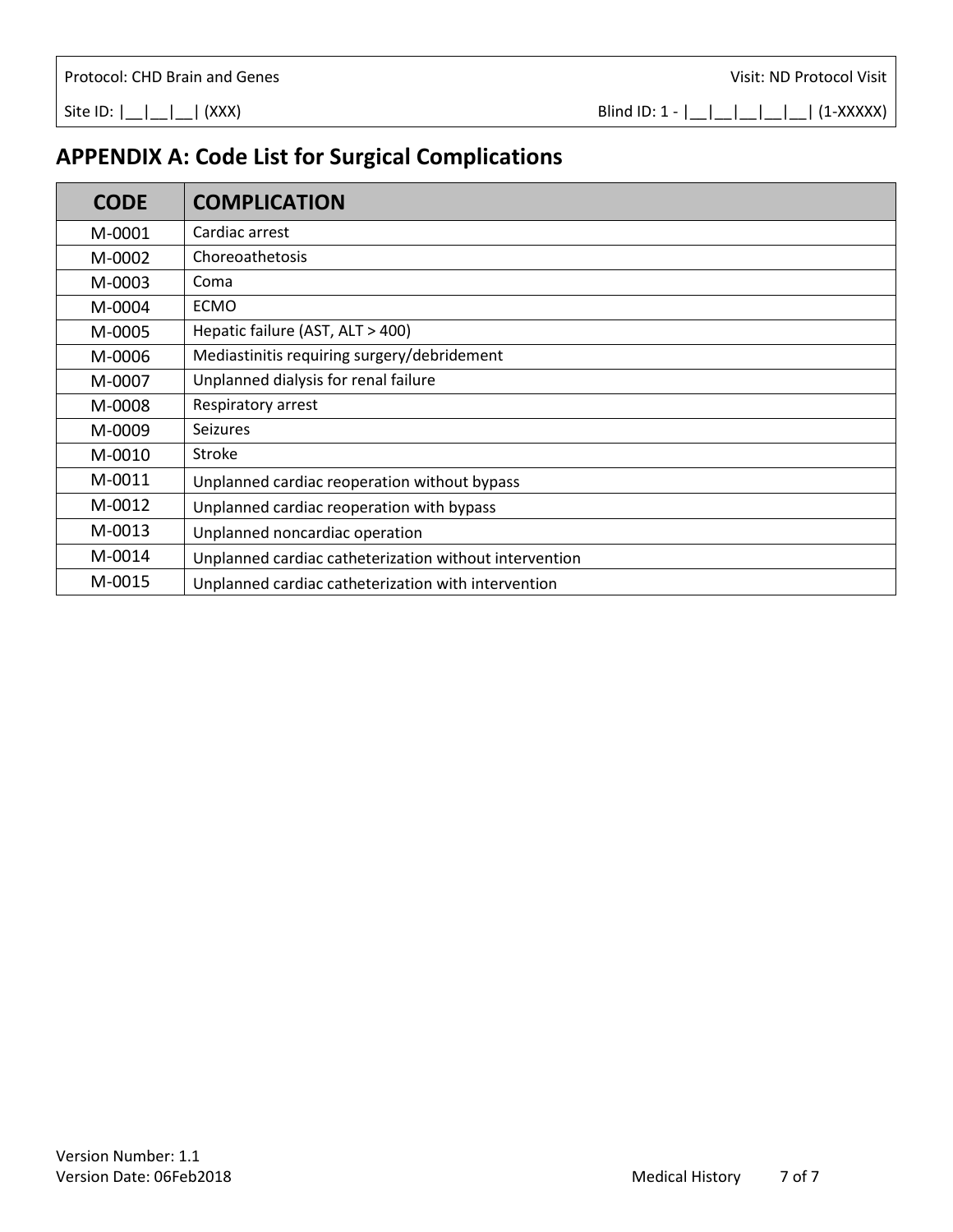## APPENDIX A: Code List for Surgical Complications

| CODE | COMPLICATION |
|---|---|
| M-0001 | Cardiac arrest |
| M-0002 | Choreoathetosis |
| M-0003 | Coma |
| M-0004 | ECMO |
| M-0005 | Hepatic failure (AST, ALT > 400) |
| M-0006 | Mediastinitis requiring surgery/debridement |
| M-0007 | Unplanned dialysis for renal failure |
| M-0008 | Respiratory arrest |
| M-0009 | Seizures |
| M-0010 | Stroke |
| M-0011 | Unplanned cardiac reoperation without bypass |
| M-0012 | Unplanned cardiac reoperation with bypass |
| M-0013 | Unplanned noncardiac operation |
| M-0014 | Unplanned cardiac catheterization without intervention |
| M-0015 | Unplanned cardiac catheterization with intervention |